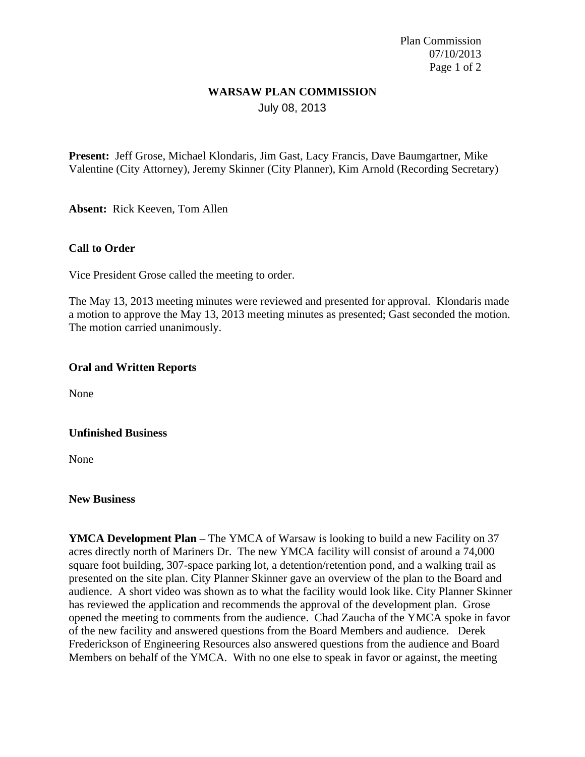# WARSAW PLAN COMMISSION

July 08, 2013

**Present:** Jeff Grose, Michael Klondaris, Jim Gast, Lacy Francis, Dave Baumgartner, Mike Valentine (City Attorney), Jeremy Skinner (City Planner), Kim Arnold (Recording Secretary)

**Absent:** Rick Keeven, Tom Allen

## Call to Order

Vice President Grose called the meeting to order.

The May 13, 2013 meeting minutes were reviewed and presented for approval. Klondaris made a motion to approve the May 13, 2013 meeting minutes as presented; Gast seconded the motion. The motion carried unanimously.

## Oral and Written Reports

None

## Unfinished Business

None

## New Business

**YMCA Development Plan –** The YMCA of Warsaw is looking to build a new Facility on 37 acres directly north of Mariners Dr. The new YMCA facility will consist of around a 74,000 square foot building, 307-space parking lot, a detention/retention pond, and a walking trail as presented on the site plan. City Planner Skinner gave an overview of the plan to the Board and audience. A short video was shown as to what the facility would look like. City Planner Skinner has reviewed the application and recommends the approval of the development plan. Grose opened the meeting to comments from the audience. Chad Zaucha of the YMCA spoke in favor of the new facility and answered questions from the Board Members and audience. Derek Frederickson of Engineering Resources also answered questions from the audience and Board Members on behalf of the YMCA. With no one else to speak in favor or against, the meeting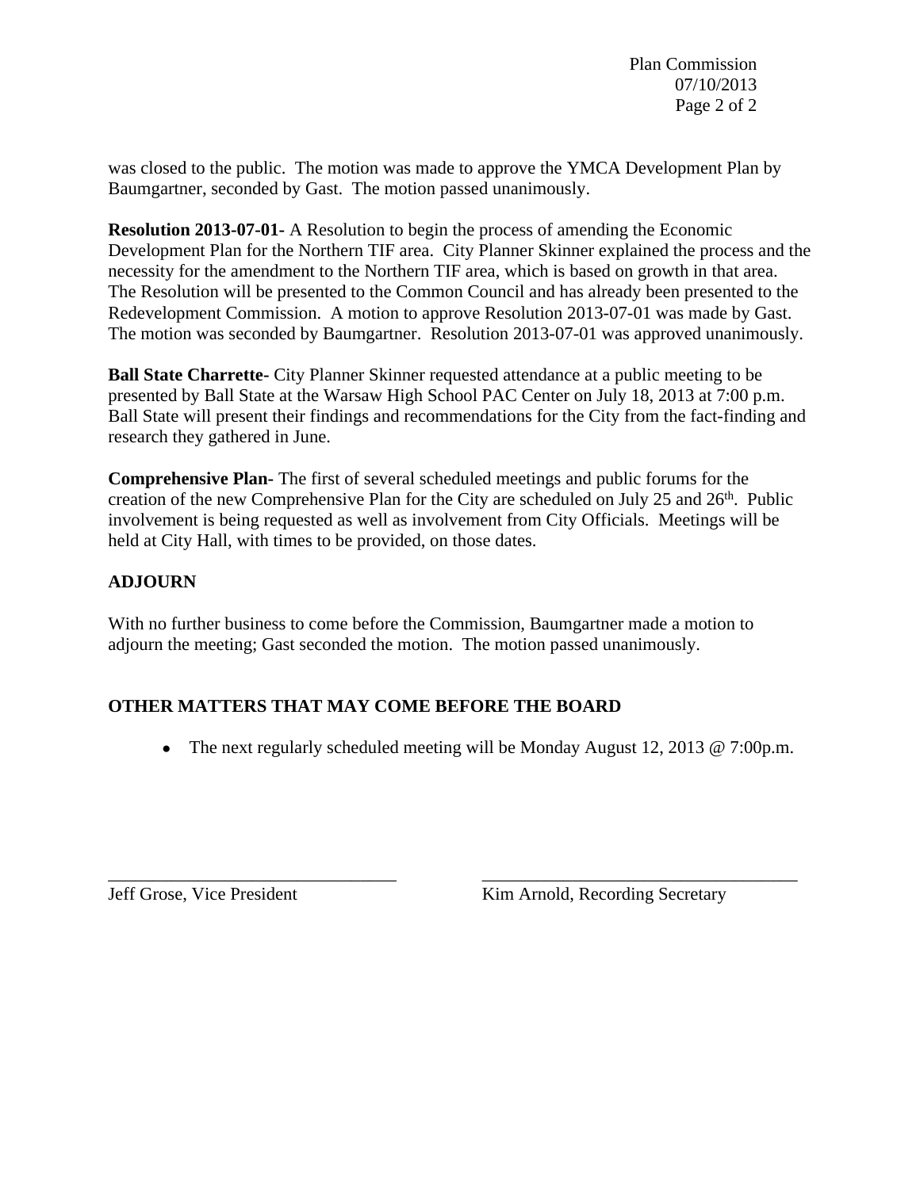was closed to the public. The motion was made to approve the YMCA Development Plan by Baumgartner, seconded by Gast. The motion passed unanimously.

**Resolution 2013-07-01-** A Resolution to begin the process of amending the Economic Development Plan for the Northern TIF area. City Planner Skinner explained the process and the necessity for the amendment to the Northern TIF area, which is based on growth in that area. The Resolution will be presented to the Common Council and has already been presented to the Redevelopment Commission. A motion to approve Resolution 2013-07-01 was made by Gast. The motion was seconded by Baumgartner. Resolution 2013-07-01 was approved unanimously.

**Ball State Charrette-** City Planner Skinner requested attendance at a public meeting to be presented by Ball State at the Warsaw High School PAC Center on July 18, 2013 at 7:00 p.m. Ball State will present their findings and recommendations for the City from the fact-finding and research they gathered in June.

**Comprehensive Plan-** The first of several scheduled meetings and public forums for the creation of the new Comprehensive Plan for the City are scheduled on July 25 and 26th. Public involvement is being requested as well as involvement from City Officials. Meetings will be held at City Hall, with times to be provided, on those dates.

## ADJOURN

With no further business to come before the Commission, Baumgartner made a motion to adjourn the meeting; Gast seconded the motion. The motion passed unanimously.

## OTHER MATTERS THAT MAY COME BEFORE THE BOARD

- The next regularly scheduled meeting will be Monday August 12, 2013 @ 7:00p.m.

______________________________ Jeff Grose, Vice President

______________________________ Kim Arnold, Recording Secretary